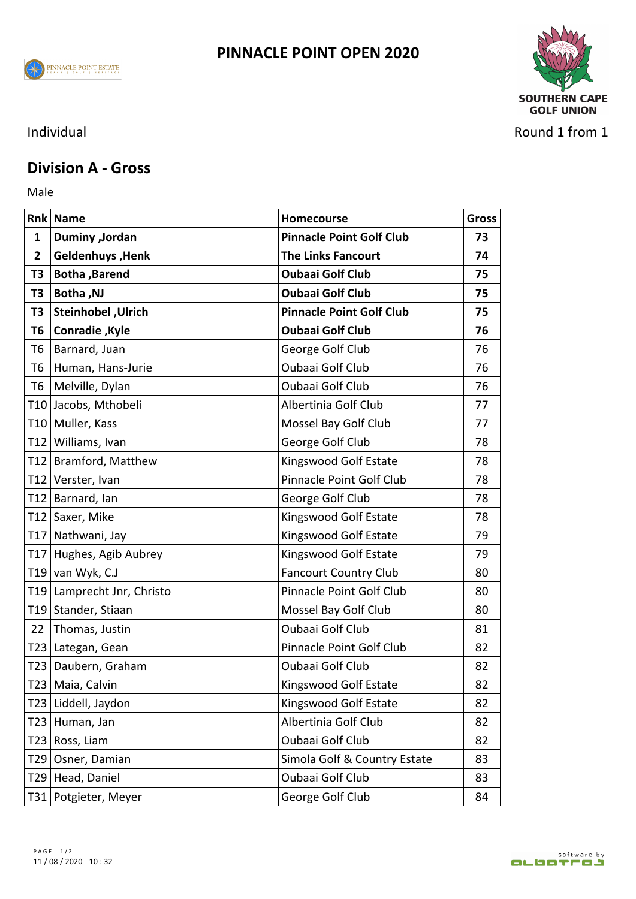# PINNACLE POINT OPEN 2020

PINNACLE POINT ESTATE

SOUTHERN CAPE GOLF UNION

Individual

Round 1 from 1

## Division A - Gross

Male

| Rnk | Name | Homecourse | Gross |
|---|---|---|---|
| **1** | **Duminy ,Jordan** | **Pinnacle Point Golf Club** | **73** |
| **2** | **Geldenhuys ,Henk** | **The Links Fancourt** | **74** |
| **T3** | **Botha ,Barend** | **Oubaai Golf Club** | **75** |
| **T3** | **Botha ,NJ** | **Oubaai Golf Club** | **75** |
| **T3** | **Steinhobel ,Ulrich** | **Pinnacle Point Golf Club** | **75** |
| **T6** | **Conradie ,Kyle** | **Oubaai Golf Club** | **76** |
| T6 | Barnard, Juan | George Golf Club | 76 |
| T6 | Human, Hans-Jurie | Oubaai Golf Club | 76 |
| T6 | Melville, Dylan | Oubaai Golf Club | 76 |
| T10 | Jacobs, Mthobeli | Albertinia Golf Club | 77 |
| T10 | Muller, Kass | Mossel Bay Golf Club | 77 |
| T12 | Williams, Ivan | George Golf Club | 78 |
| T12 | Bramford, Matthew | Kingswood Golf Estate | 78 |
| T12 | Verster, Ivan | Pinnacle Point Golf Club | 78 |
| T12 | Barnard, Ian | George Golf Club | 78 |
| T12 | Saxer, Mike | Kingswood Golf Estate | 78 |
| T17 | Nathwani, Jay | Kingswood Golf Estate | 79 |
| T17 | Hughes, Agib Aubrey | Kingswood Golf Estate | 79 |
| T19 | van Wyk, C.J | Fancourt Country Club | 80 |
| T19 | Lamprecht Jnr, Christo | Pinnacle Point Golf Club | 80 |
| T19 | Stander, Stiaan | Mossel Bay Golf Club | 80 |
| 22 | Thomas, Justin | Oubaai Golf Club | 81 |
| T23 | Lategan, Gean | Pinnacle Point Golf Club | 82 |
| T23 | Daubern, Graham | Oubaai Golf Club | 82 |
| T23 | Maia, Calvin | Kingswood Golf Estate | 82 |
| T23 | Liddell, Jaydon | Kingswood Golf Estate | 82 |
| T23 | Human, Jan | Albertinia Golf Club | 82 |
| T23 | Ross, Liam | Oubaai Golf Club | 82 |
| T29 | Osner, Damian | Simola Golf & Country Estate | 83 |
| T29 | Head, Daniel | Oubaai Golf Club | 83 |
| T31 | Potgieter, Meyer | George Golf Club | 84 |

11 / 08 / 2020 - 10 : 32

software by albatros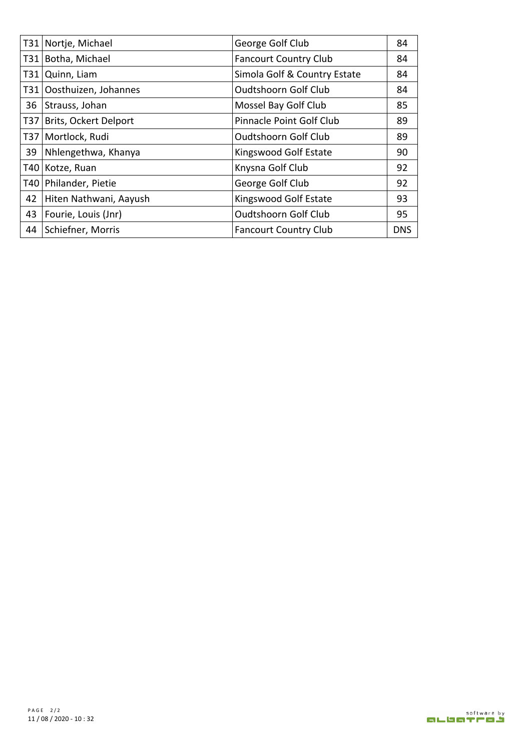| | | | |
|---|---|---|---|
| T31 | Nortje, Michael | George Golf Club | 84 |
| T31 | Botha, Michael | Fancourt Country Club | 84 |
| T31 | Quinn, Liam | Simola Golf & Country Estate | 84 |
| T31 | Oosthuizen, Johannes | Oudtshoorn Golf Club | 84 |
| 36 | Strauss, Johan | Mossel Bay Golf Club | 85 |
| T37 | Brits, Ockert Delport | Pinnacle Point Golf Club | 89 |
| T37 | Mortlock, Rudi | Oudtshoorn Golf Club | 89 |
| 39 | Nhlengethwa, Khanya | Kingswood Golf Estate | 90 |
| T40 | Kotze, Ruan | Knysna Golf Club | 92 |
| T40 | Philander, Pietie | George Golf Club | 92 |
| 42 | Hiten Nathwani, Aayush | Kingswood Golf Estate | 93 |
| 43 | Fourie, Louis (Jnr) | Oudtshoorn Golf Club | 95 |
| 44 | Schiefner, Morris | Fancourt Country Club | DNS |

11 / 08 / 2020 - 10 : 32

software by albatros